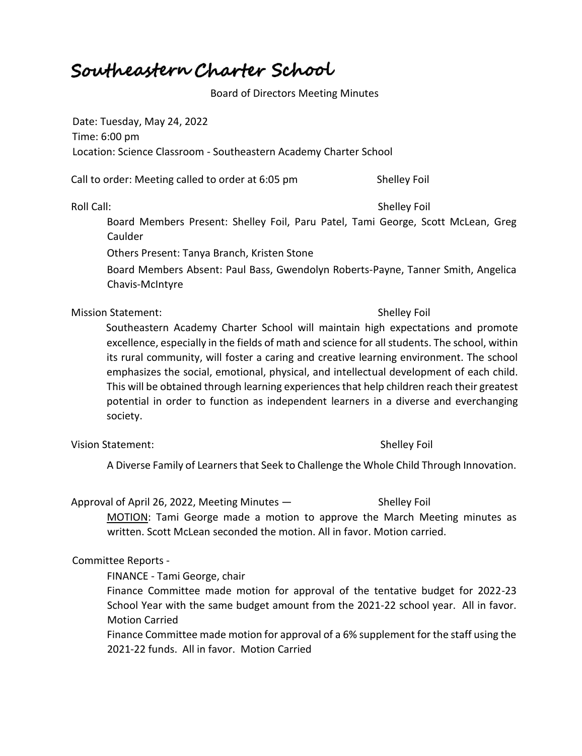# Southeastern Charter School

Board of Directors Meeting Minutes

Date: Tuesday, May 24, 2022
Time: 6:00 pm
Location: Science Classroom - Southeastern Academy Charter School

Call to order: Meeting called to order at 6:05 pm — Shelley Foil

Roll Call: — Shelley Foil

Board Members Present: Shelley Foil, Paru Patel, Tami George, Scott McLean, Greg Caulder

Others Present: Tanya Branch, Kristen Stone

Board Members Absent: Paul Bass, Gwendolyn Roberts-Payne, Tanner Smith, Angelica Chavis-McIntyre

Mission Statement: — Shelley Foil

Southeastern Academy Charter School will maintain high expectations and promote excellence, especially in the fields of math and science for all students. The school, within its rural community, will foster a caring and creative learning environment. The school emphasizes the social, emotional, physical, and intellectual development of each child. This will be obtained through learning experiences that help children reach their greatest potential in order to function as independent learners in a diverse and everchanging society.

Vision Statement: — Shelley Foil

A Diverse Family of Learners that Seek to Challenge the Whole Child Through Innovation.

Approval of April 26, 2022, Meeting Minutes — Shelley Foil

MOTION: Tami George made a motion to approve the March Meeting minutes as written. Scott McLean seconded the motion. All in favor. Motion carried.

Committee Reports -

FINANCE - Tami George, chair

Finance Committee made motion for approval of the tentative budget for 2022-23 School Year with the same budget amount from the 2021-22 school year. All in favor. Motion Carried

Finance Committee made motion for approval of a 6% supplement for the staff using the 2021-22 funds. All in favor. Motion Carried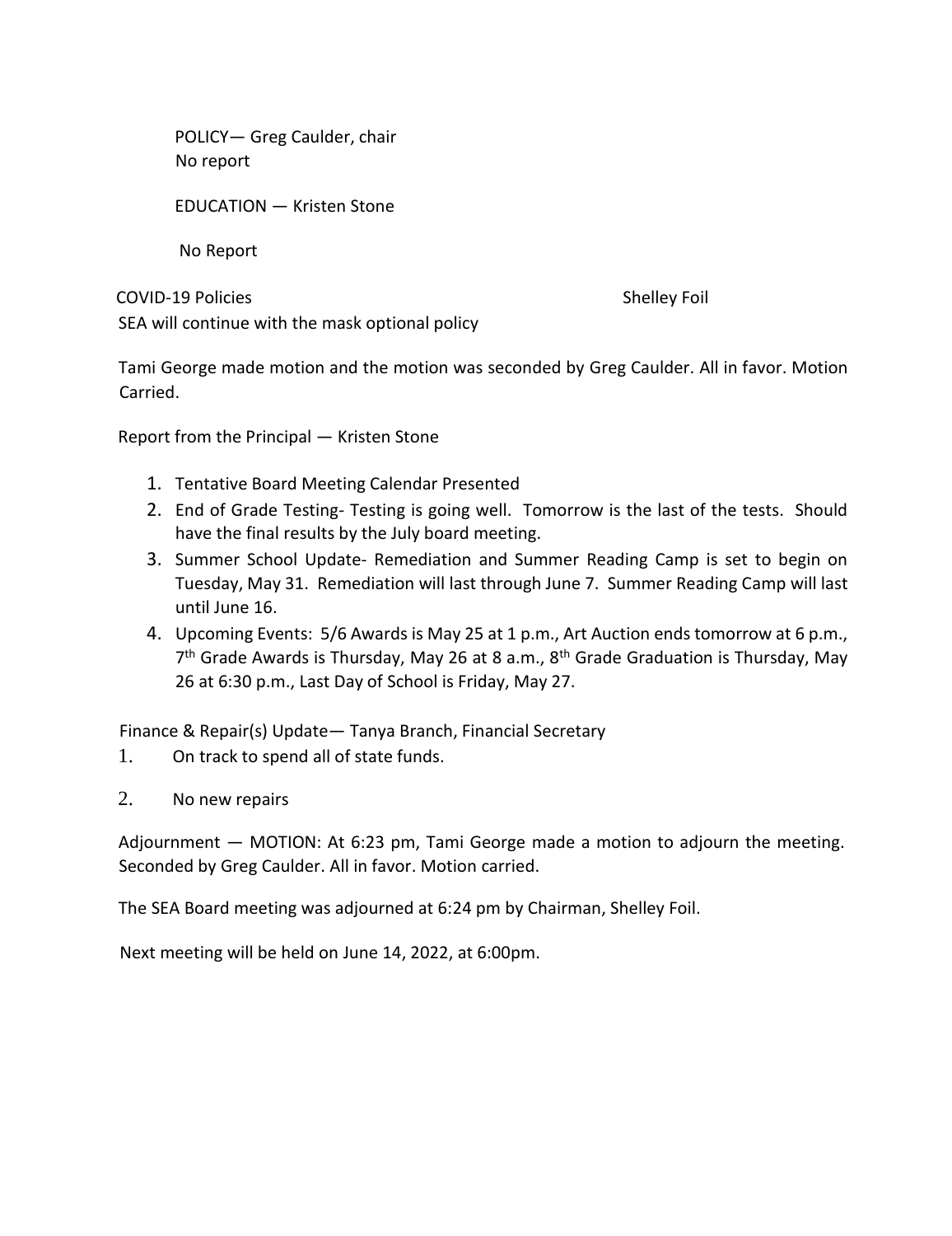POLICY— Greg Caulder, chair
No report

EDUCATION — Kristen Stone

No Report

COVID-19 Policies — Shelley Foil

SEA will continue with the mask optional policy

Tami George made motion and the motion was seconded by Greg Caulder. All in favor. Motion Carried.

Report from the Principal — Kristen Stone

1. Tentative Board Meeting Calendar Presented
2. End of Grade Testing- Testing is going well. Tomorrow is the last of the tests. Should have the final results by the July board meeting.
3. Summer School Update- Remediation and Summer Reading Camp is set to begin on Tuesday, May 31. Remediation will last through June 7. Summer Reading Camp will last until June 16.
4. Upcoming Events: 5/6 Awards is May 25 at 1 p.m., Art Auction ends tomorrow at 6 p.m., 7th Grade Awards is Thursday, May 26 at 8 a.m., 8th Grade Graduation is Thursday, May 26 at 6:30 p.m., Last Day of School is Friday, May 27.

Finance & Repair(s) Update— Tanya Branch, Financial Secretary

1. On track to spend all of state funds.
2. No new repairs

Adjournment — MOTION: At 6:23 pm, Tami George made a motion to adjourn the meeting. Seconded by Greg Caulder. All in favor. Motion carried.

The SEA Board meeting was adjourned at 6:24 pm by Chairman, Shelley Foil.

Next meeting will be held on June 14, 2022, at 6:00pm.